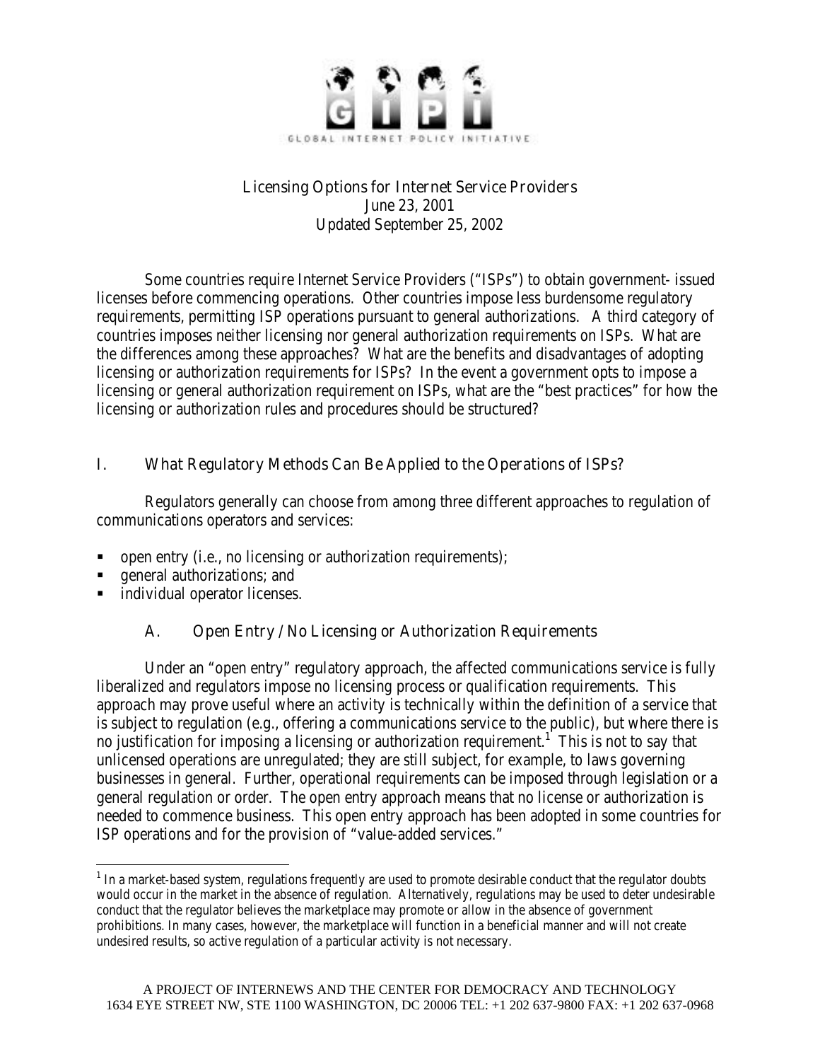GLOBAL INTERNET POLICY INITIATIVE

# Licensing Options for Internet Service Providers

June 23, 2001
Updated September 25, 2002

Some countries require Internet Service Providers ("ISPs") to obtain government- issued licenses before commencing operations. Other countries impose less burdensome regulatory requirements, permitting ISP operations pursuant to general authorizations. A third category of countries imposes neither licensing nor general authorization requirements on ISPs. What are the differences among these approaches? What are the benefits and disadvantages of adopting licensing or authorization requirements for ISPs? In the event a government opts to impose a licensing or general authorization requirement on ISPs, what are the "best practices" for how the licensing or authorization rules and procedures should be structured?

## I. What Regulatory Methods Can Be Applied to the Operations of ISPs?

Regulators generally can choose from among three different approaches to regulation of communications operators and services:

- open entry (i.e., no licensing or authorization requirements);
- general authorizations; and
- individual operator licenses.

### A. Open Entry / No Licensing or Authorization Requirements

Under an "open entry" regulatory approach, the affected communications service is fully liberalized and regulators impose no licensing process or qualification requirements. This approach may prove useful where an activity is technically within the definition of a service that is subject to regulation (e.g., offering a communications service to the public), but where there is no justification for imposing a licensing or authorization requirement.[1] This is not to say that unlicensed operations are unregulated; they are still subject, for example, to laws governing businesses in general. Further, operational requirements can be imposed through legislation or a general regulation or order. The open entry approach means that no license or authorization is needed to commence business. This open entry approach has been adopted in some countries for ISP operations and for the provision of "value-added services."

[1] In a market-based system, regulations frequently are used to promote desirable conduct that the regulator doubts would occur in the market in the absence of regulation. Alternatively, regulations may be used to deter undesirable conduct that the regulator believes the marketplace may promote or allow in the absence of government prohibitions. In many cases, however, the marketplace will function in a beneficial manner and will not create undesired results, so active regulation of a particular activity is not necessary.

A PROJECT OF INTERNEWS AND THE CENTER FOR DEMOCRACY AND TECHNOLOGY
1634 EYE STREET NW, STE 1100 WASHINGTON, DC 20006 TEL: +1 202 637-9800 FAX: +1 202 637-0968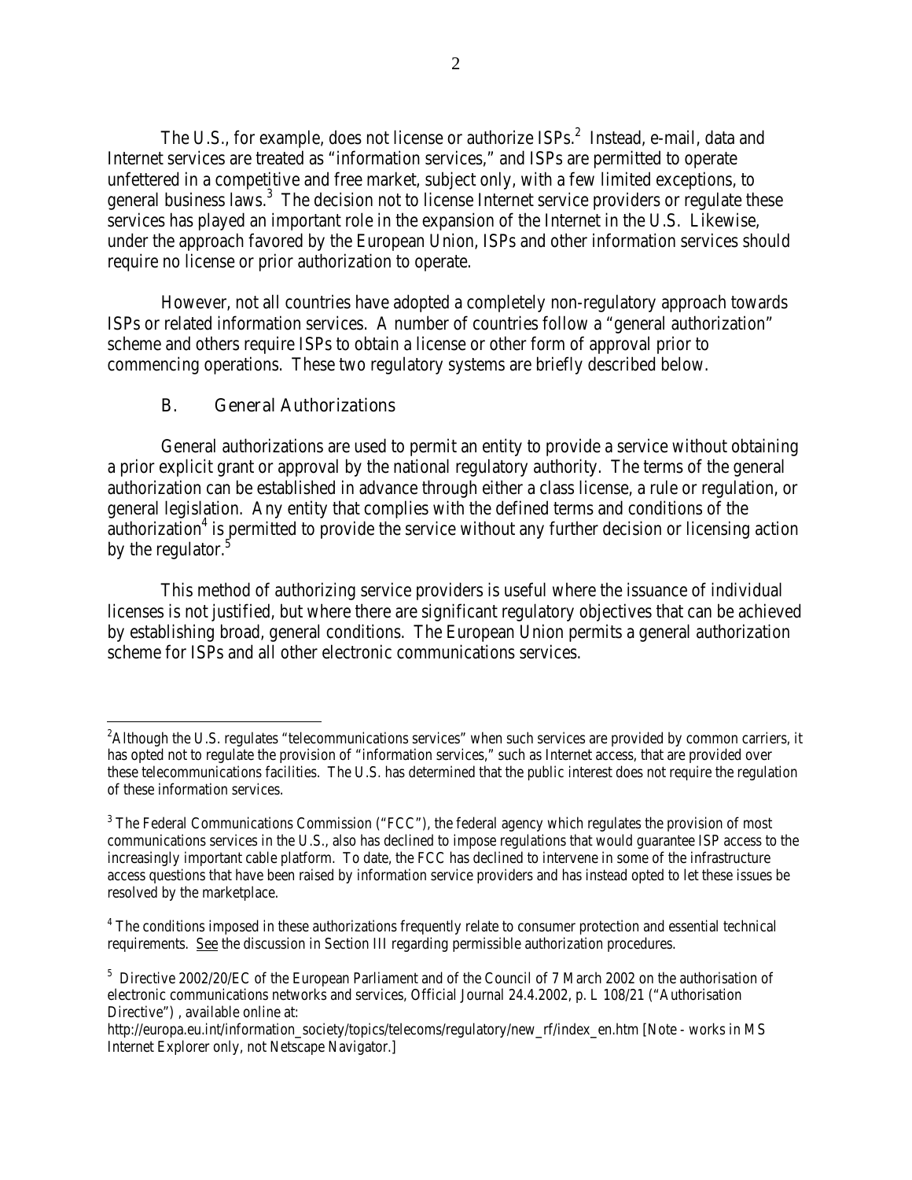The U.S., for example, does not license or authorize ISPs.[2] Instead, e-mail, data and Internet services are treated as "information services," and ISPs are permitted to operate unfettered in a competitive and free market, subject only, with a few limited exceptions, to general business laws.[3] The decision not to license Internet service providers or regulate these services has played an important role in the expansion of the Internet in the U.S. Likewise, under the approach favored by the European Union, ISPs and other information services should require no license or prior authorization to operate.

However, not all countries have adopted a completely non-regulatory approach towards ISPs or related information services. A number of countries follow a "general authorization" scheme and others require ISPs to obtain a license or other form of approval prior to commencing operations. These two regulatory systems are briefly described below.

### B. General Authorizations

General authorizations are used to permit an entity to provide a service without obtaining a prior explicit grant or approval by the national regulatory authority. The terms of the general authorization can be established in advance through either a class license, a rule or regulation, or general legislation. Any entity that complies with the defined terms and conditions of the authorization[4] is permitted to provide the service without any further decision or licensing action by the regulator.[5]

This method of authorizing service providers is useful where the issuance of individual licenses is not justified, but where there are significant regulatory objectives that can be achieved by establishing broad, general conditions. The European Union permits a general authorization scheme for ISPs and all other electronic communications services.

---

[2] Although the U.S. regulates "telecommunications services" when such services are provided by common carriers, it has opted not to regulate the provision of "information services," such as Internet access, that are provided over these telecommunications facilities. The U.S. has determined that the public interest does not require the regulation of these information services.

[3] The Federal Communications Commission ("FCC"), the federal agency which regulates the provision of most communications services in the U.S., also has declined to impose regulations that would guarantee ISP access to the increasingly important cable platform. To date, the FCC has declined to intervene in some of the infrastructure access questions that have been raised by information service providers and has instead opted to let these issues be resolved by the marketplace.

[4] The conditions imposed in these authorizations frequently relate to consumer protection and essential technical requirements. See the discussion in Section III regarding permissible authorization procedures.

[5] Directive 2002/20/EC of the European Parliament and of the Council of 7 March 2002 on the authorisation of electronic communications networks and services, Official Journal 24.4.2002, p. L 108/21 ("Authorisation Directive") , available online at:
http://europa.eu.int/information_society/topics/telecoms/regulatory/new_rf/index_en.htm [Note - works in MS Internet Explorer only, not Netscape Navigator.]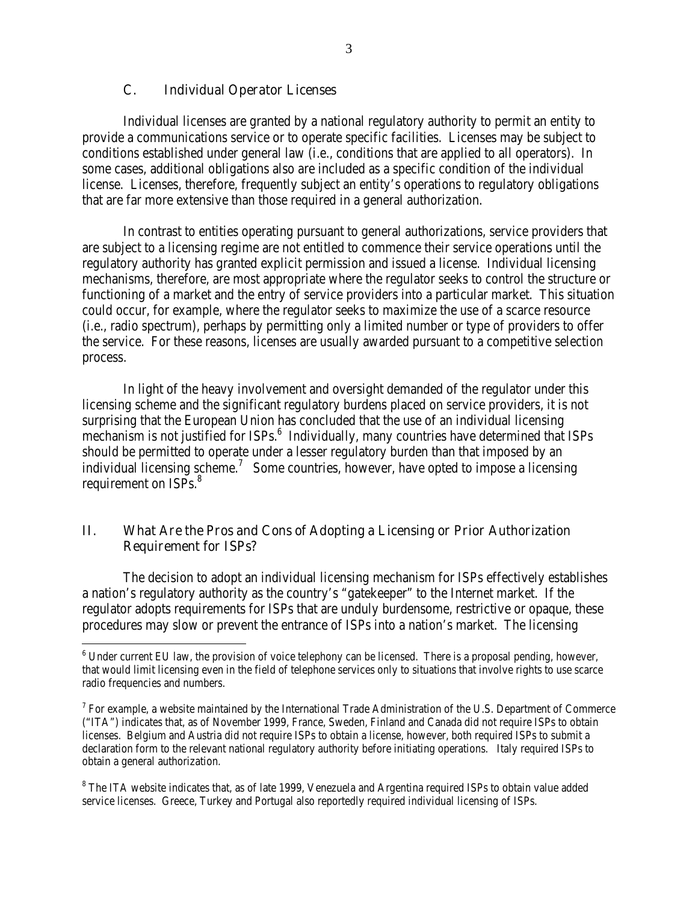### C. Individual Operator Licenses

Individual licenses are granted by a national regulatory authority to permit an entity to provide a communications service or to operate specific facilities. Licenses may be subject to conditions established under general law (i.e., conditions that are applied to all operators). In some cases, additional obligations also are included as a specific condition of the individual license. Licenses, therefore, frequently subject an entity's operations to regulatory obligations that are far more extensive than those required in a general authorization.

In contrast to entities operating pursuant to general authorizations, service providers that are subject to a licensing regime are not entitled to commence their service operations until the regulatory authority has granted explicit permission and issued a license. Individual licensing mechanisms, therefore, are most appropriate where the regulator seeks to control the structure or functioning of a market and the entry of service providers into a particular market. This situation could occur, for example, where the regulator seeks to maximize the use of a scarce resource (i.e., radio spectrum), perhaps by permitting only a limited number or type of providers to offer the service. For these reasons, licenses are usually awarded pursuant to a competitive selection process.

In light of the heavy involvement and oversight demanded of the regulator under this licensing scheme and the significant regulatory burdens placed on service providers, it is not surprising that the European Union has concluded that the use of an individual licensing mechanism is not justified for ISPs.[6] Individually, many countries have determined that ISPs should be permitted to operate under a lesser regulatory burden than that imposed by an individual licensing scheme.[7] Some countries, however, have opted to impose a licensing requirement on ISPs.[8]

## II. What Are the Pros and Cons of Adopting a Licensing or Prior Authorization Requirement for ISPs?

The decision to adopt an individual licensing mechanism for ISPs effectively establishes a nation's regulatory authority as the country's "gatekeeper" to the Internet market. If the regulator adopts requirements for ISPs that are unduly burdensome, restrictive or opaque, these procedures may slow or prevent the entrance of ISPs into a nation's market. The licensing

---

[6] Under current EU law, the provision of voice telephony can be licensed. There is a proposal pending, however, that would limit licensing even in the field of telephone services only to situations that involve rights to use scarce radio frequencies and numbers.

[7] For example, a website maintained by the International Trade Administration of the U.S. Department of Commerce ("ITA") indicates that, as of November 1999, France, Sweden, Finland and Canada did not require ISPs to obtain licenses. Belgium and Austria did not require ISPs to obtain a license, however, both required ISPs to submit a declaration form to the relevant national regulatory authority before initiating operations. Italy required ISPs to obtain a general authorization.

[8] The ITA website indicates that, as of late 1999, Venezuela and Argentina required ISPs to obtain value added service licenses. Greece, Turkey and Portugal also reportedly required individual licensing of ISPs.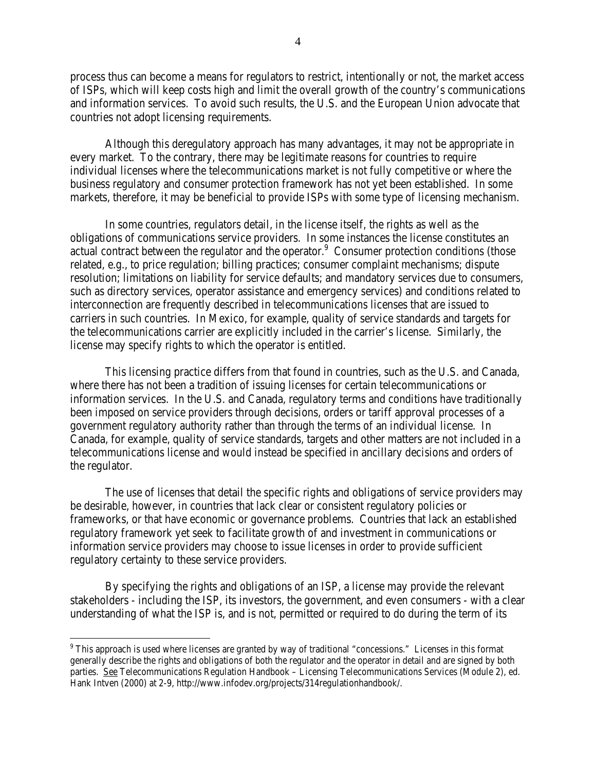process thus can become a means for regulators to restrict, intentionally or not, the market access of ISPs, which will keep costs high and limit the overall growth of the country's communications and information services. To avoid such results, the U.S. and the European Union advocate that countries not adopt licensing requirements.

Although this deregulatory approach has many advantages, it may not be appropriate in every market. To the contrary, there may be legitimate reasons for countries to require individual licenses where the telecommunications market is not fully competitive or where the business regulatory and consumer protection framework has not yet been established. In some markets, therefore, it may be beneficial to provide ISPs with some type of licensing mechanism.

In some countries, regulators detail, in the license itself, the rights as well as the obligations of communications service providers. In some instances the license constitutes an actual contract between the regulator and the operator.[9] Consumer protection conditions (those related, e.g., to price regulation; billing practices; consumer complaint mechanisms; dispute resolution; limitations on liability for service defaults; and mandatory services due to consumers, such as directory services, operator assistance and emergency services) and conditions related to interconnection are frequently described in telecommunications licenses that are issued to carriers in such countries. In Mexico, for example, quality of service standards and targets for the telecommunications carrier are explicitly included in the carrier's license. Similarly, the license may specify rights to which the operator is entitled.

This licensing practice differs from that found in countries, such as the U.S. and Canada, where there has not been a tradition of issuing licenses for certain telecommunications or information services. In the U.S. and Canada, regulatory terms and conditions have traditionally been imposed on service providers through decisions, orders or tariff approval processes of a government regulatory authority rather than through the terms of an individual license. In Canada, for example, quality of service standards, targets and other matters are not included in a telecommunications license and would instead be specified in ancillary decisions and orders of the regulator.

The use of licenses that detail the specific rights and obligations of service providers may be desirable, however, in countries that lack clear or consistent regulatory policies or frameworks, or that have economic or governance problems. Countries that lack an established regulatory framework yet seek to facilitate growth of and investment in communications or information service providers may choose to issue licenses in order to provide sufficient regulatory certainty to these service providers.

By specifying the rights and obligations of an ISP, a license may provide the relevant stakeholders - including the ISP, its investors, the government, and even consumers - with a clear understanding of what the ISP is, and is not, permitted or required to do during the term of its

---

[9] This approach is used where licenses are granted by way of traditional "concessions." Licenses in this format generally describe the rights and obligations of both the regulator and the operator in detail and are signed by both parties. See Telecommunications Regulation Handbook – Licensing Telecommunications Services (Module 2), ed. Hank Intven (2000) at 2-9, http://www.infodev.org/projects/314regulationhandbook/.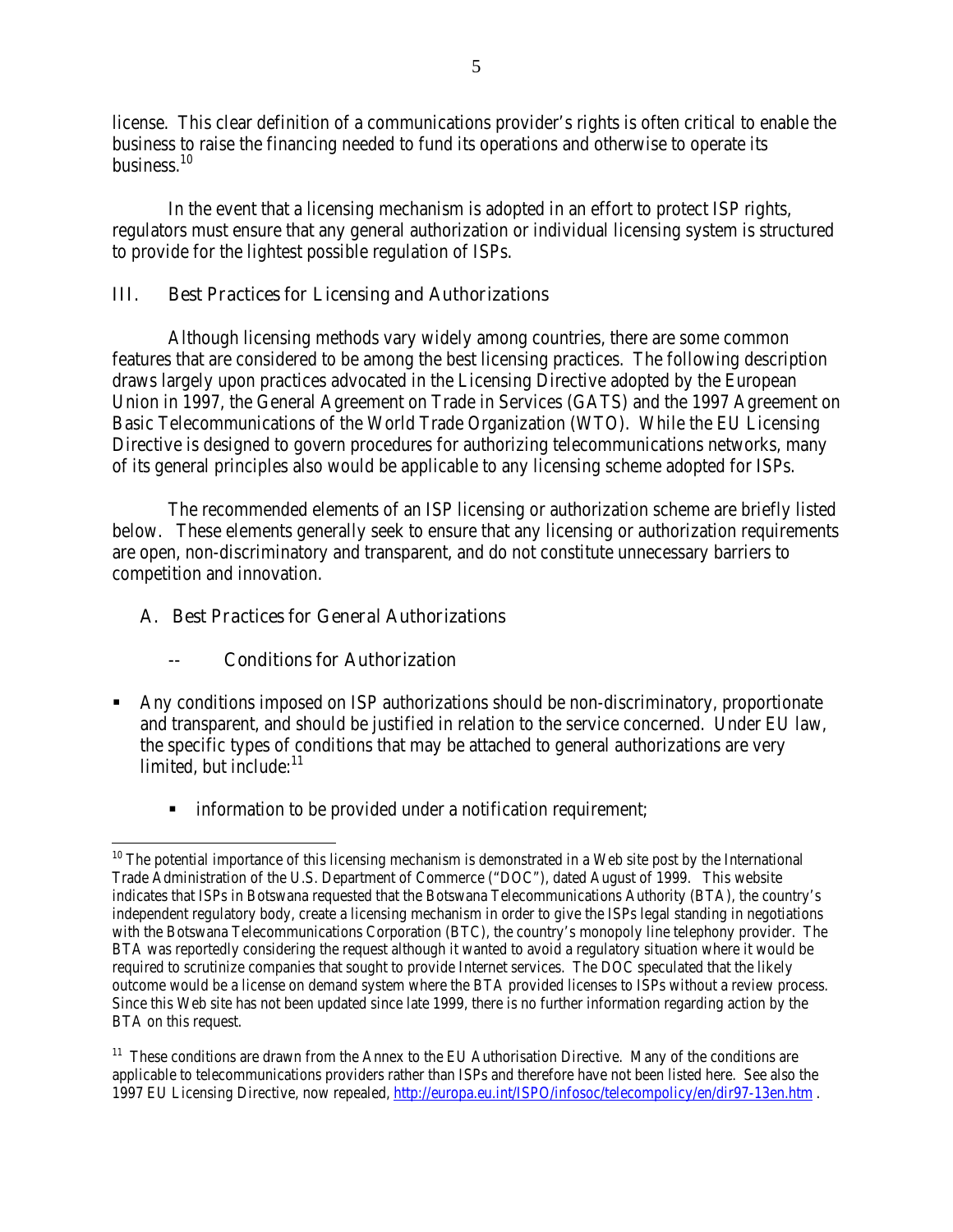license. This clear definition of a communications provider's rights is often critical to enable the business to raise the financing needed to fund its operations and otherwise to operate its business.[10]

In the event that a licensing mechanism is adopted in an effort to protect ISP rights, regulators must ensure that any general authorization or individual licensing system is structured to provide for the lightest possible regulation of ISPs.

## III. Best Practices for Licensing and Authorizations

Although licensing methods vary widely among countries, there are some common features that are considered to be among the best licensing practices. The following description draws largely upon practices advocated in the Licensing Directive adopted by the European Union in 1997, the General Agreement on Trade in Services (GATS) and the 1997 Agreement on Basic Telecommunications of the World Trade Organization (WTO). While the EU Licensing Directive is designed to govern procedures for authorizing telecommunications networks, many of its general principles also would be applicable to any licensing scheme adopted for ISPs.

The recommended elements of an ISP licensing or authorization scheme are briefly listed below. These elements generally seek to ensure that any licensing or authorization requirements are open, non-discriminatory and transparent, and do not constitute unnecessary barriers to competition and innovation.

### A. Best Practices for General Authorizations

#### -- Conditions for Authorization

- Any conditions imposed on ISP authorizations should be non-discriminatory, proportionate and transparent, and should be justified in relation to the service concerned. Under EU law, the specific types of conditions that may be attached to general authorizations are very limited, but include:[11]
  - information to be provided under a notification requirement;

---

[10] The potential importance of this licensing mechanism is demonstrated in a Web site post by the International Trade Administration of the U.S. Department of Commerce ("DOC"), dated August of 1999. This website indicates that ISPs in Botswana requested that the Botswana Telecommunications Authority (BTA), the country's independent regulatory body, create a licensing mechanism in order to give the ISPs legal standing in negotiations with the Botswana Telecommunications Corporation (BTC), the country's monopoly line telephony provider. The BTA was reportedly considering the request although it wanted to avoid a regulatory situation where it would be required to scrutinize companies that sought to provide Internet services. The DOC speculated that the likely outcome would be a license on demand system where the BTA provided licenses to ISPs without a review process. Since this Web site has not been updated since late 1999, there is no further information regarding action by the BTA on this request.

[11] These conditions are drawn from the Annex to the EU Authorisation Directive. Many of the conditions are applicable to telecommunications providers rather than ISPs and therefore have not been listed here. See also the 1997 EU Licensing Directive, now repealed, http://europa.eu.int/ISPO/infosoc/telecompolicy/en/dir97-13en.htm .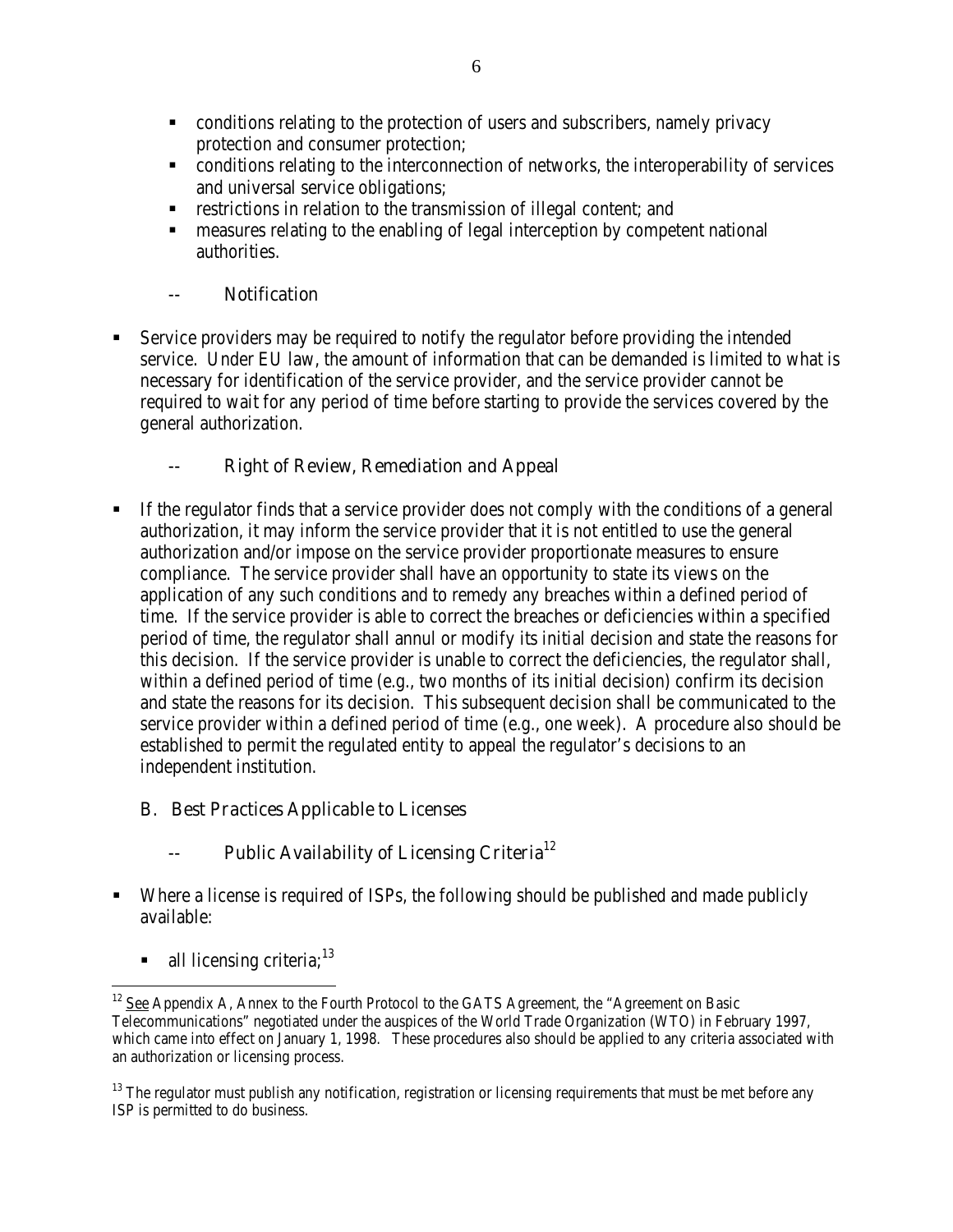- conditions relating to the protection of users and subscribers, namely privacy protection and consumer protection;
- conditions relating to the interconnection of networks, the interoperability of services and universal service obligations;
- restrictions in relation to the transmission of illegal content; and
- measures relating to the enabling of legal interception by competent national authorities.

#### -- Notification

- Service providers may be required to notify the regulator before providing the intended service. Under EU law, the amount of information that can be demanded is limited to what is necessary for identification of the service provider, and the service provider cannot be required to wait for any period of time before starting to provide the services covered by the general authorization.

#### -- Right of Review, Remediation and Appeal

- If the regulator finds that a service provider does not comply with the conditions of a general authorization, it may inform the service provider that it is not entitled to use the general authorization and/or impose on the service provider proportionate measures to ensure compliance. The service provider shall have an opportunity to state its views on the application of any such conditions and to remedy any breaches within a defined period of time. If the service provider is able to correct the breaches or deficiencies within a specified period of time, the regulator shall annul or modify its initial decision and state the reasons for this decision. If the service provider is unable to correct the deficiencies, the regulator shall, within a defined period of time (e.g., two months of its initial decision) confirm its decision and state the reasons for its decision. This subsequent decision shall be communicated to the service provider within a defined period of time (e.g., one week). A procedure also should be established to permit the regulated entity to appeal the regulator's decisions to an independent institution.

### B. Best Practices Applicable to Licenses

#### -- Public Availability of Licensing Criteria[12]

- Where a license is required of ISPs, the following should be published and made publicly available:
  - all licensing criteria;[13]

---

[12] See Appendix A, Annex to the Fourth Protocol to the GATS Agreement, the "Agreement on Basic Telecommunications" negotiated under the auspices of the World Trade Organization (WTO) in February 1997, which came into effect on January 1, 1998. These procedures also should be applied to any criteria associated with an authorization or licensing process.

[13] The regulator must publish any notification, registration or licensing requirements that must be met before any ISP is permitted to do business.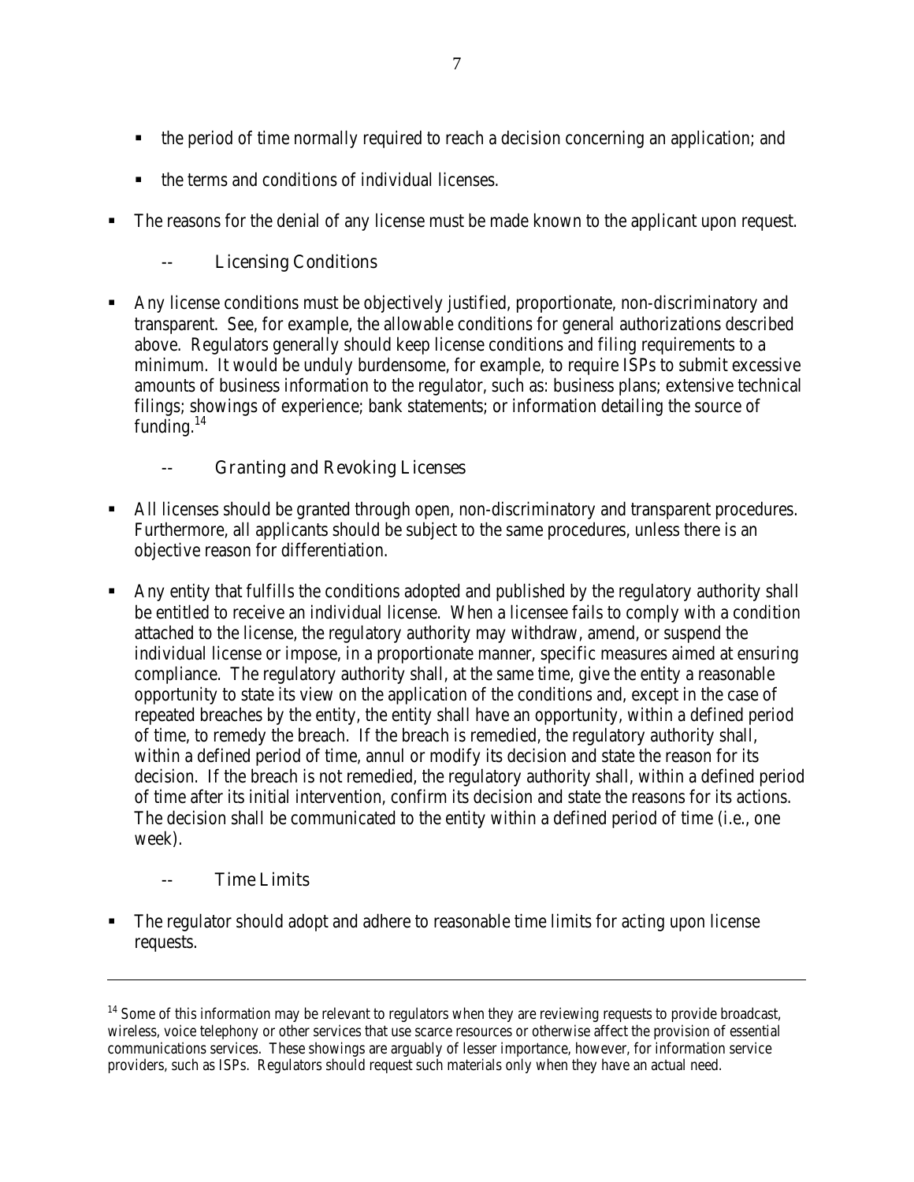- the period of time normally required to reach a decision concerning an application; and
- the terms and conditions of individual licenses.

- The reasons for the denial of any license must be made known to the applicant upon request.

### -- Licensing Conditions

- Any license conditions must be objectively justified, proportionate, non-discriminatory and transparent. See, for example, the allowable conditions for general authorizations described above. Regulators generally should keep license conditions and filing requirements to a minimum. It would be unduly burdensome, for example, to require ISPs to submit excessive amounts of business information to the regulator, such as: business plans; extensive technical filings; showings of experience; bank statements; or information detailing the source of funding.[14]

### -- Granting and Revoking Licenses

- All licenses should be granted through open, non-discriminatory and transparent procedures. Furthermore, all applicants should be subject to the same procedures, unless there is an objective reason for differentiation.

- Any entity that fulfills the conditions adopted and published by the regulatory authority shall be entitled to receive an individual license. When a licensee fails to comply with a condition attached to the license, the regulatory authority may withdraw, amend, or suspend the individual license or impose, in a proportionate manner, specific measures aimed at ensuring compliance. The regulatory authority shall, at the same time, give the entity a reasonable opportunity to state its view on the application of the conditions and, except in the case of repeated breaches by the entity, the entity shall have an opportunity, within a defined period of time, to remedy the breach. If the breach is remedied, the regulatory authority shall, within a defined period of time, annul or modify its decision and state the reason for its decision. If the breach is not remedied, the regulatory authority shall, within a defined period of time after its initial intervention, confirm its decision and state the reasons for its actions. The decision shall be communicated to the entity within a defined period of time (i.e., one week).

### -- Time Limits

- The regulator should adopt and adhere to reasonable time limits for acting upon license requests.

---

[14] Some of this information may be relevant to regulators when they are reviewing requests to provide broadcast, wireless, voice telephony or other services that use scarce resources or otherwise affect the provision of essential communications services. These showings are arguably of lesser importance, however, for information service providers, such as ISPs. Regulators should request such materials only when they have an actual need.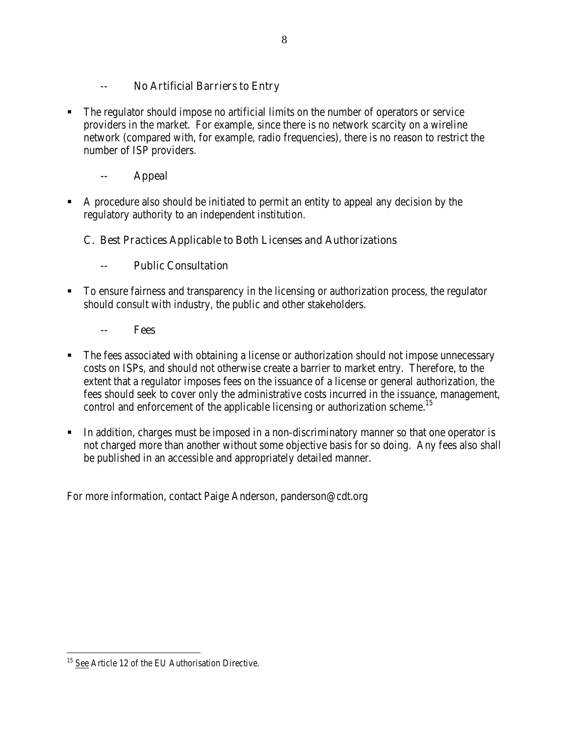#### -- No Artificial Barriers to Entry

- The regulator should impose no artificial limits on the number of operators or service providers in the market. For example, since there is no network scarcity on a wireline network (compared with, for example, radio frequencies), there is no reason to restrict the number of ISP providers.

#### -- Appeal

- A procedure also should be initiated to permit an entity to appeal any decision by the regulatory authority to an independent institution.

### C. Best Practices Applicable to Both Licenses and Authorizations

#### -- Public Consultation

- To ensure fairness and transparency in the licensing or authorization process, the regulator should consult with industry, the public and other stakeholders.

#### -- Fees

- The fees associated with obtaining a license or authorization should not impose unnecessary costs on ISPs, and should not otherwise create a barrier to market entry. Therefore, to the extent that a regulator imposes fees on the issuance of a license or general authorization, the fees should seek to cover only the administrative costs incurred in the issuance, management, control and enforcement of the applicable licensing or authorization scheme.[15]

- In addition, charges must be imposed in a non-discriminatory manner so that one operator is not charged more than another without some objective basis for so doing. Any fees also shall be published in an accessible and appropriately detailed manner.

For more information, contact Paige Anderson, panderson@cdt.org

---

[15] See Article 12 of the EU Authorisation Directive.